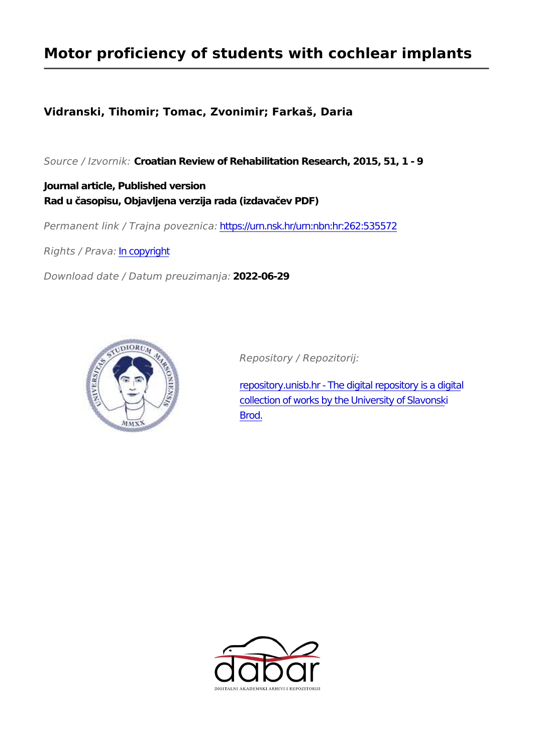# Motor proficiency of students with cochlear implants

**Vidranski, Tihomir; Tomac, Zvonimir; Farkaš, Daria**

*Source / Izvornik:* **Croatian Review of Rehabilitation Research, 2015, 51, 1 - 9**

**Journal article, Published version**
**Rad u časopisu, Objavljena verzija rada (izdavačev PDF)**

*Permanent link / Trajna poveznica:* https://urn.nsk.hr/urn:nbn:hr:262:535572

*Rights / Prava:* In copyright

*Download date / Datum preuzimanja:* **2022-06-29**

*Repository / Repozitorij:*

repository.unisb.hr - The digital repository is a digital collection of works by the University of Slavonski Brod.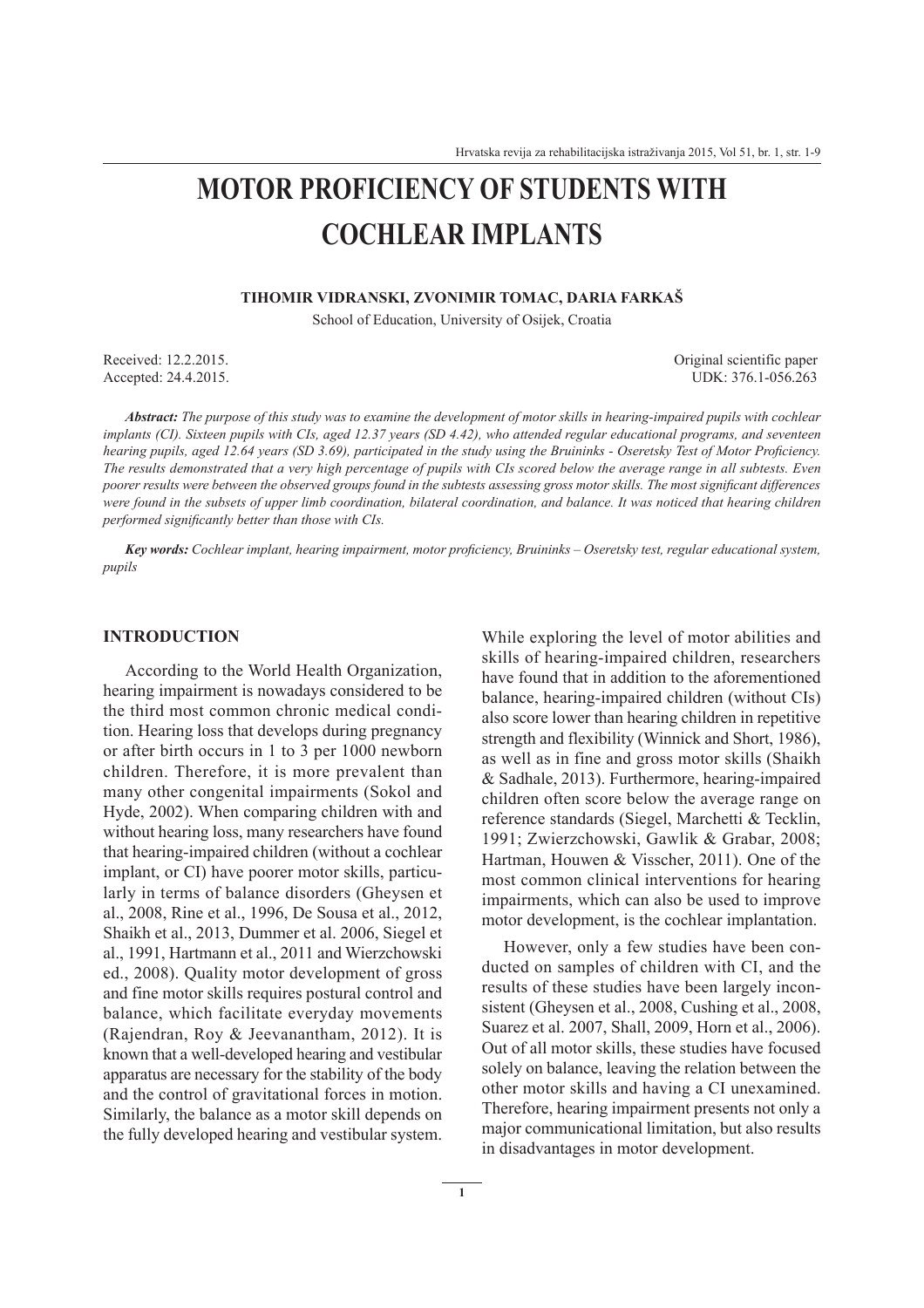# MOTOR PROFICIENCY OF STUDENTS WITH COCHLEAR IMPLANTS

**TIHOMIR VIDRANSKI, ZVONIMIR TOMAC, DARIA FARKAŠ**

School of Education, University of Osijek, Croatia

Received: 12.2.2015.
Accepted: 24.4.2015.

Original scientific paper
UDK: 376.1-056.263

***Abstract:*** *The purpose of this study was to examine the development of motor skills in hearing-impaired pupils with cochlear implants (CI). Sixteen pupils with CIs, aged 12.37 years (SD 4.42), who attended regular educational programs, and seventeen hearing pupils, aged 12.64 years (SD 3.69), participated in the study using the Bruininks - Oseretsky Test of Motor Proficiency. The results demonstrated that a very high percentage of pupils with CIs scored below the average range in all subtests. Even poorer results were between the observed groups found in the subtests assessing gross motor skills. The most significant differences were found in the subsets of upper limb coordination, bilateral coordination, and balance. It was noticed that hearing children performed significantly better than those with CIs.*

***Key words:*** *Cochlear implant, hearing impairment, motor proficiency, Bruininks – Oseretsky test, regular educational system, pupils*

## INTRODUCTION

According to the World Health Organization, hearing impairment is nowadays considered to be the third most common chronic medical condition. Hearing loss that develops during pregnancy or after birth occurs in 1 to 3 per 1000 newborn children. Therefore, it is more prevalent than many other congenital impairments (Sokol and Hyde, 2002). When comparing children with and without hearing loss, many researchers have found that hearing-impaired children (without a cochlear implant, or CI) have poorer motor skills, particularly in terms of balance disorders (Gheysen et al., 2008, Rine et al., 1996, De Sousa et al., 2012, Shaikh et al., 2013, Dummer et al. 2006, Siegel et al., 1991, Hartmann et al., 2011 and Wierzchowski ed., 2008). Quality motor development of gross and fine motor skills requires postural control and balance, which facilitate everyday movements (Rajendran, Roy & Jeevanantham, 2012). It is known that a well-developed hearing and vestibular apparatus are necessary for the stability of the body and the control of gravitational forces in motion. Similarly, the balance as a motor skill depends on the fully developed hearing and vestibular system.

While exploring the level of motor abilities and skills of hearing-impaired children, researchers have found that in addition to the aforementioned balance, hearing-impaired children (without CIs) also score lower than hearing children in repetitive strength and flexibility (Winnick and Short, 1986), as well as in fine and gross motor skills (Shaikh & Sadhale, 2013). Furthermore, hearing-impaired children often score below the average range on reference standards (Siegel, Marchetti & Tecklin, 1991; Zwierzchowski, Gawlik & Grabar, 2008; Hartman, Houwen & Visscher, 2011). One of the most common clinical interventions for hearing impairments, which can also be used to improve motor development, is the cochlear implantation.

However, only a few studies have been conducted on samples of children with CI, and the results of these studies have been largely inconsistent (Gheysen et al., 2008, Cushing et al., 2008, Suarez et al. 2007, Shall, 2009, Horn et al., 2006). Out of all motor skills, these studies have focused solely on balance, leaving the relation between the other motor skills and having a CI unexamined. Therefore, hearing impairment presents not only a major communicational limitation, but also results in disadvantages in motor development.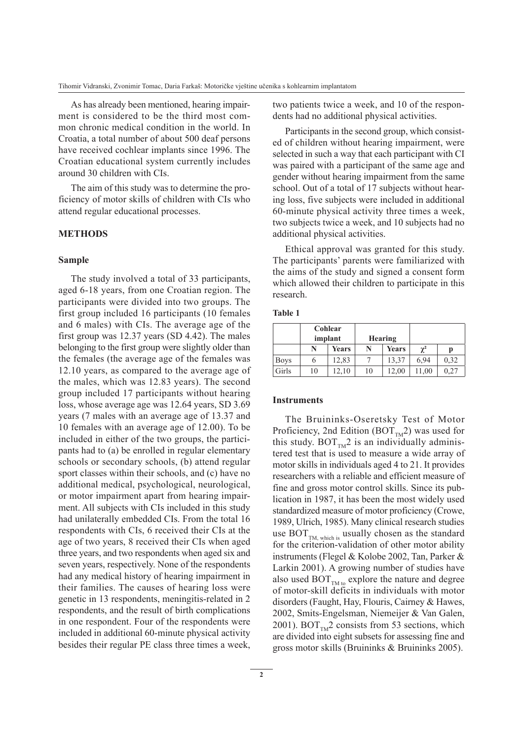As has already been mentioned, hearing impairment is considered to be the third most common chronic medical condition in the world. In Croatia, a total number of about 500 deaf persons have received cochlear implants since 1996. The Croatian educational system currently includes around 30 children with CIs.

The aim of this study was to determine the proficiency of motor skills of children with CIs who attend regular educational processes.

## METHODS

### Sample

The study involved a total of 33 participants, aged 6-18 years, from one Croatian region. The participants were divided into two groups. The first group included 16 participants (10 females and 6 males) with CIs. The average age of the first group was 12.37 years (SD 4.42). The males belonging to the first group were slightly older than the females (the average age of the females was 12.10 years, as compared to the average age of the males, which was 12.83 years). The second group included 17 participants without hearing loss, whose average age was 12.64 years, SD 3.69 years (7 males with an average age of 13.37 and 10 females with an average age of 12.00). To be included in either of the two groups, the participants had to (a) be enrolled in regular elementary schools or secondary schools, (b) attend regular sport classes within their schools, and (c) have no additional medical, psychological, neurological, or motor impairment apart from hearing impairment. All subjects with CIs included in this study had unilaterally embedded CIs. From the total 16 respondents with CIs, 6 received their CIs at the age of two years, 8 received their CIs when aged three years, and two respondents when aged six and seven years, respectively. None of the respondents had any medical history of hearing impairment in their families. The causes of hearing loss were genetic in 13 respondents, meningitis-related in 2 respondents, and the result of birth complications in one respondent. Four of the respondents were included in additional 60-minute physical activity besides their regular PE class three times a week, two patients twice a week, and 10 of the respondents had no additional physical activities.

Participants in the second group, which consisted of children without hearing impairment, were selected in such a way that each participant with CI was paired with a participant of the same age and gender without hearing impairment from the same school. Out of a total of 17 subjects without hearing loss, five subjects were included in additional 60-minute physical activity three times a week, two subjects twice a week, and 10 subjects had no additional physical activities.

Ethical approval was granted for this study. The participants' parents were familiarized with the aims of the study and signed a consent form which allowed their children to participate in this research.

**Table 1**

| | Cohlear implant | | Hearing | | | |
|---|---|---|---|---|---|---|
| | N | Years | N | Years | $\chi^2$ | p |
| Boys | 6 | 12,83 | 7 | 13,37 | 6,94 | 0,32 |
| Girls | 10 | 12,10 | 10 | 12,00 | 11,00 | 0,27 |

### Instruments

The Bruininks-Oseretsky Test of Motor Proficiency, 2nd Edition ($BOT_{TM}2$) was used for this study. $BOT_{TM}2$ is an individually administered test that is used to measure a wide array of motor skills in individuals aged 4 to 21. It provides researchers with a reliable and efficient measure of fine and gross motor control skills. Since its publication in 1987, it has been the most widely used standardized measure of motor proficiency (Crowe, 1989, Ulrich, 1985). Many clinical research studies use $BOT_{TM,\ which\ is}$ usually chosen as the standard for the criterion-validation of other motor ability instruments (Flegel & Kolobe 2002, Tan, Parker & Larkin 2001). A growing number of studies have also used $BOT_{TM\ to}$ explore the nature and degree of motor-skill deficits in individuals with motor disorders (Faught, Hay, Flouris, Cairney & Hawes, 2002, Smits-Engelsman, Niemeijer & Van Galen, 2001). $BOT_{TM}2$ consists from 53 sections, which are divided into eight subsets for assessing fine and gross motor skills (Bruininks & Bruininks 2005).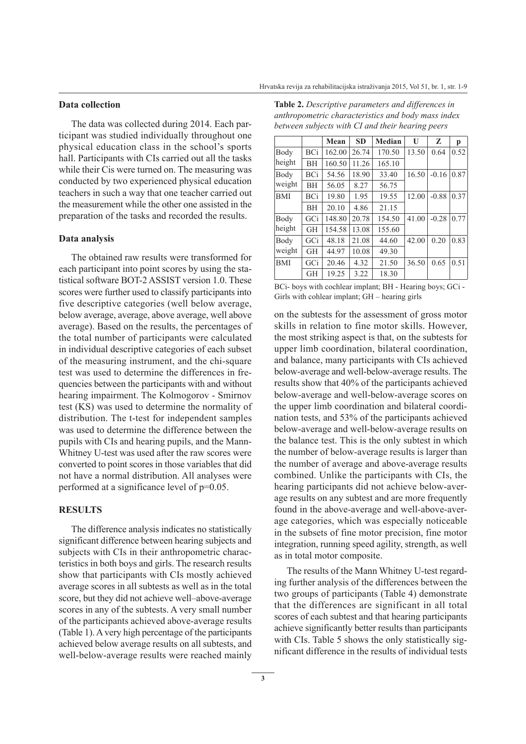### Data collection

The data was collected during 2014. Each participant was studied individually throughout one physical education class in the school's sports hall. Participants with CIs carried out all the tasks while their Cis were turned on. The measuring was conducted by two experienced physical education teachers in such a way that one teacher carried out the measurement while the other one assisted in the preparation of the tasks and recorded the results.

### Data analysis

The obtained raw results were transformed for each participant into point scores by using the statistical software BOT-2 ASSIST version 1.0. These scores were further used to classify participants into five descriptive categories (well below average, below average, average, above average, well above average). Based on the results, the percentages of the total number of participants were calculated in individual descriptive categories of each subset of the measuring instrument, and the chi-square test was used to determine the differences in frequencies between the participants with and without hearing impairment. The Kolmogorov - Smirnov test (KS) was used to determine the normality of distribution. The t-test for independent samples was used to determine the difference between the pupils with CIs and hearing pupils, and the Mann-Whitney U-test was used after the raw scores were converted to point scores in those variables that did not have a normal distribution. All analyses were performed at a significance level of p=0.05.

## RESULTS

The difference analysis indicates no statistically significant difference between hearing subjects and subjects with CIs in their anthropometric characteristics in both boys and girls. The research results show that participants with CIs mostly achieved average scores in all subtests as well as in the total score, but they did not achieve well–above-average scores in any of the subtests. A very small number of the participants achieved above-average results (Table 1). A very high percentage of the participants achieved below average results on all subtests, and well-below-average results were reached mainly on the subtests for the assessment of gross motor skills in relation to fine motor skills. However, the most striking aspect is that, on the subtests for upper limb coordination, bilateral coordination, and balance, many participants with CIs achieved below-average and well-below-average results. The results show that 40% of the participants achieved below-average and well-below-average scores on the upper limb coordination and bilateral coordination tests, and 53% of the participants achieved below-average and well-below-average results on the balance test. This is the only subtest in which the number of below-average results is larger than the number of average and above-average results combined. Unlike the participants with CIs, the hearing participants did not achieve below-average results on any subtest and are more frequently found in the above-average and well-above-average categories, which was especially noticeable in the subsets of fine motor precision, fine motor integration, running speed agility, strength, as well as in total motor composite.

**Table 2.** *Descriptive parameters and differences in anthropometric characteristics and body mass index between subjects with CI and their hearing peers*

| | | Mean | SD | Median | U | Z | p |
|---|---|---|---|---|---|---|---|
| Body height | BCi | 162.00 | 26.74 | 170.50 | 13.50 | 0.64 | 0.52 |
| | BH | 160.50 | 11.26 | 165.10 | | | |
| Body weight | BCi | 54.56 | 18.90 | 33.40 | 16.50 | -0.16 | 0.87 |
| | BH | 56.05 | 8.27 | 56.75 | | | |
| BMI | BCi | 19.80 | 1.95 | 19.55 | 12.00 | -0.88 | 0.37 |
| | BH | 20.10 | 4.86 | 21.15 | | | |
| Body height | GCi | 148.80 | 20.78 | 154.50 | 41.00 | -0.28 | 0.77 |
| | GH | 154.58 | 13.08 | 155.60 | | | |
| Body weight | GCi | 48.18 | 21.08 | 44.60 | 42.00 | 0.20 | 0.83 |
| | GH | 44.97 | 10.08 | 49.30 | | | |
| BMI | GCi | 20.46 | 4.32 | 21.50 | 36.50 | 0.65 | 0.51 |
| | GH | 19.25 | 3.22 | 18.30 | | | |

BCi- boys with cochlear implant; BH - Hearing boys; GCi - Girls with cohlear implant; GH – hearing girls

The results of the Mann Whitney U-test regarding further analysis of the differences between the two groups of participants (Table 4) demonstrate that the differences are significant in all total scores of each subtest and that hearing participants achieve significantly better results than participants with CIs. Table 5 shows the only statistically significant difference in the results of individual tests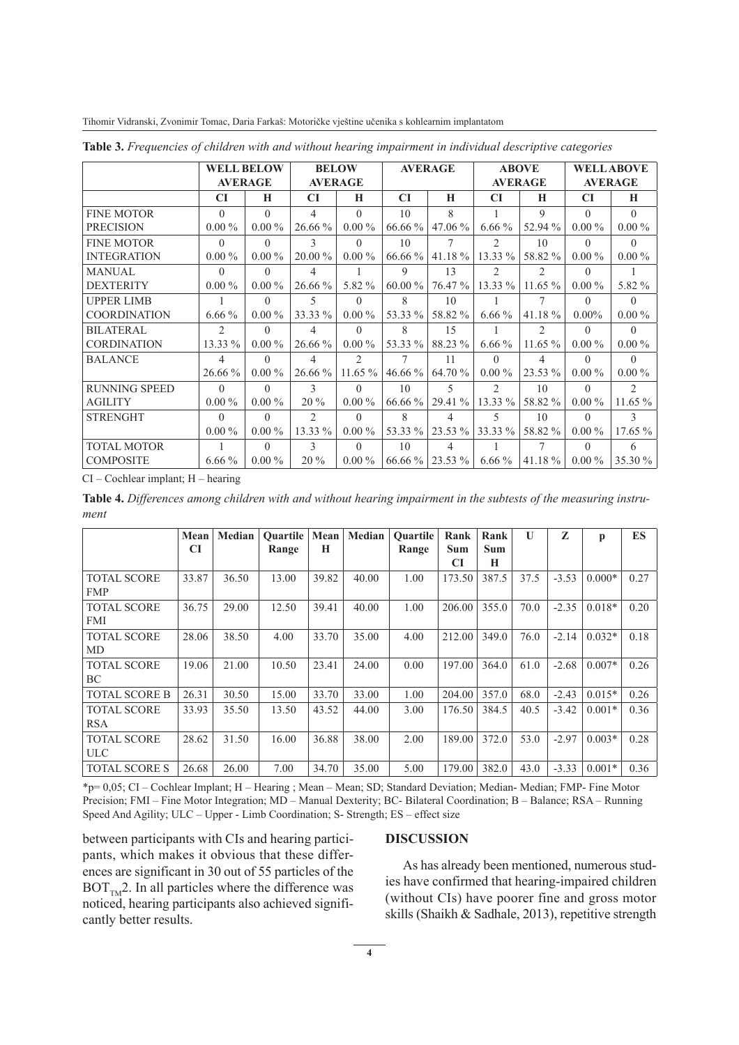**Table 3.** *Frequencies of children with and without hearing impairment in individual descriptive categories*

| | WELL BELOW AVERAGE | | BELOW AVERAGE | | AVERAGE | | ABOVE AVERAGE | | WELL ABOVE AVERAGE | |
|---|---|---|---|---|---|---|---|---|---|---|
| | CI | H | CI | H | CI | H | CI | H | CI | H |
| FINE MOTOR PRECISION | 0<br>0.00 % | 0<br>0.00 % | 4<br>26.66 % | 0<br>0.00 % | 10<br>66.66 % | 8<br>47.06 % | 1<br>6.66 % | 9<br>52.94 % | 0<br>0.00 % | 0<br>0.00 % |
| FINE MOTOR INTEGRATION | 0<br>0.00 % | 0<br>0.00 % | 3<br>20.00 % | 0<br>0.00 % | 10<br>66.66 % | 7<br>41.18 % | 2<br>13.33 % | 10<br>58.82 % | 0<br>0.00 % | 0<br>0.00 % |
| MANUAL DEXTERITY | 0<br>0.00 % | 0<br>0.00 % | 4<br>26.66 % | 1<br>5.82 % | 9<br>60.00 % | 13<br>76.47 % | 2<br>13.33 % | 2<br>11.65 % | 0<br>0.00 % | 1<br>5.82 % |
| UPPER LIMB COORDINATION | 1<br>6.66 % | 0<br>0.00 % | 5<br>33.33 % | 0<br>0.00 % | 8<br>53.33 % | 10<br>58.82 % | 1<br>6.66 % | 7<br>41.18 % | 0<br>0.00% | 0<br>0.00 % |
| BILATERAL CORDINATION | 2<br>13.33 % | 0<br>0.00 % | 4<br>26.66 % | 0<br>0.00 % | 8<br>53.33 % | 15<br>88.23 % | 1<br>6.66 % | 2<br>11.65 % | 0<br>0.00 % | 0<br>0.00 % |
| BALANCE | 4<br>26.66 % | 0<br>0.00 % | 4<br>26.66 % | 2<br>11.65 % | 7<br>46.66 % | 11<br>64.70 % | 0<br>0.00 % | 4<br>23.53 % | 0<br>0.00 % | 0<br>0.00 % |
| RUNNING SPEED AGILITY | 0<br>0.00 % | 0<br>0.00 % | 3<br>20 % | 0<br>0.00 % | 10<br>66.66 % | 5<br>29.41 % | 2<br>13.33 % | 10<br>58.82 % | 0<br>0.00 % | 2<br>11.65 % |
| STRENGHT | 0<br>0.00 % | 0<br>0.00 % | 2<br>13.33 % | 0<br>0.00 % | 8<br>53.33 % | 4<br>23.53 % | 5<br>33.33 % | 10<br>58.82 % | 0<br>0.00 % | 3<br>17.65 % |
| TOTAL MOTOR COMPOSITE | 1<br>6.66 % | 0<br>0.00 % | 3<br>20 % | 0<br>0.00 % | 10<br>66.66 % | 4<br>23.53 % | 1<br>6.66 % | 7<br>41.18 % | 0<br>0.00 % | 6<br>35.30 % |

CI – Cochlear implant; H – hearing

**Table 4.** *Differences among children with and without hearing impairment in the subtests of the measuring instrument*

| | Mean CI | Median | Quartile Range | Mean H | Median | Quartile Range | Rank Sum CI | Rank Sum H | U | Z | p | ES |
|---|---|---|---|---|---|---|---|---|---|---|---|---|
| TOTAL SCORE FMP | 33.87 | 36.50 | 13.00 | 39.82 | 40.00 | 1.00 | 173.50 | 387.5 | 37.5 | -3.53 | 0.000* | 0.27 |
| TOTAL SCORE FMI | 36.75 | 29.00 | 12.50 | 39.41 | 40.00 | 1.00 | 206.00 | 355.0 | 70.0 | -2.35 | 0.018* | 0.20 |
| TOTAL SCORE MD | 28.06 | 38.50 | 4.00 | 33.70 | 35.00 | 4.00 | 212.00 | 349.0 | 76.0 | -2.14 | 0.032* | 0.18 |
| TOTAL SCORE BC | 19.06 | 21.00 | 10.50 | 23.41 | 24.00 | 0.00 | 197.00 | 364.0 | 61.0 | -2.68 | 0.007* | 0.26 |
| TOTAL SCORE B | 26.31 | 30.50 | 15.00 | 33.70 | 33.00 | 1.00 | 204.00 | 357.0 | 68.0 | -2.43 | 0.015* | 0.26 |
| TOTAL SCORE RSA | 33.93 | 35.50 | 13.50 | 43.52 | 44.00 | 3.00 | 176.50 | 384.5 | 40.5 | -3.42 | 0.001* | 0.36 |
| TOTAL SCORE ULC | 28.62 | 31.50 | 16.00 | 36.88 | 38.00 | 2.00 | 189.00 | 372.0 | 53.0 | -2.97 | 0.003* | 0.28 |
| TOTAL SCORE S | 26.68 | 26.00 | 7.00 | 34.70 | 35.00 | 5.00 | 179.00 | 382.0 | 43.0 | -3.33 | 0.001* | 0.36 |

*p= 0,05; CI – Cochlear Implant; H – Hearing ; Mean – Mean; SD; Standard Deviation; Median- Median; FMP- Fine Motor Precision; FMI – Fine Motor Integration; MD – Manual Dexterity; BC- Bilateral Coordination; B – Balance; RSA – Running Speed And Agility; ULC – Upper - Limb Coordination; S- Strength; ES – effect size

between participants with CIs and hearing participants, which makes it obvious that these differences are significant in 30 out of 55 particles of the $BOT_{TM}2$. In all particles where the difference was noticed, hearing participants also achieved significantly better results.

## DISCUSSION

As has already been mentioned, numerous studies have confirmed that hearing-impaired children (without CIs) have poorer fine and gross motor skills (Shaikh & Sadhale, 2013), repetitive strength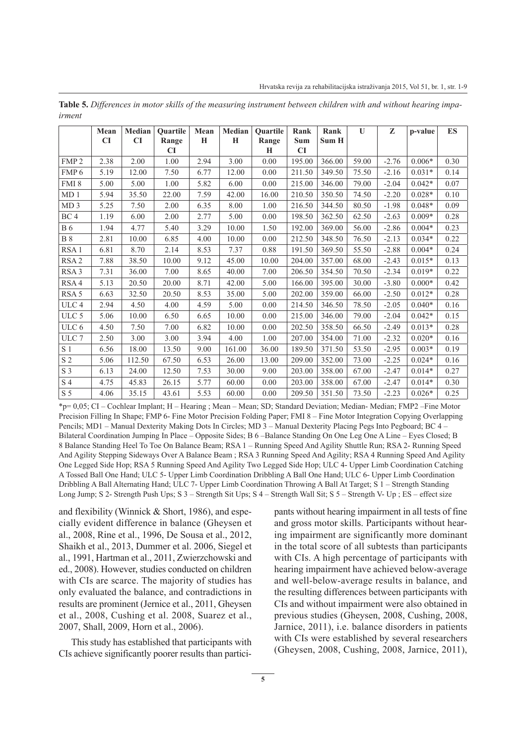**Table 5.** *Differences in motor skills of the measuring instrument between children with and without hearing impairment*

| | Mean CI | Median CI | Quartile Range CI | Mean H | Median H | Quartile Range H | Rank Sum CI | Rank Sum H | U | Z | p-value | ES |
|---|---|---|---|---|---|---|---|---|---|---|---|---|
| FMP 2 | 2.38 | 2.00 | 1.00 | 2.94 | 3.00 | 0.00 | 195.00 | 366.00 | 59.00 | -2.76 | 0.006* | 0.30 |
| FMP 6 | 5.19 | 12.00 | 7.50 | 6.77 | 12.00 | 0.00 | 211.50 | 349.50 | 75.50 | -2.16 | 0.031* | 0.14 |
| FMI 8 | 5.00 | 5.00 | 1.00 | 5.82 | 6.00 | 0.00 | 215.00 | 346.00 | 79.00 | -2.04 | 0.042* | 0.07 |
| MD 1 | 5.94 | 35.50 | 22.00 | 7.59 | 42.00 | 16.00 | 210.50 | 350.50 | 74.50 | -2.20 | 0.028* | 0.10 |
| MD 3 | 5.25 | 7.50 | 2.00 | 6.35 | 8.00 | 1.00 | 216.50 | 344.50 | 80.50 | -1.98 | 0.048* | 0.09 |
| BC 4 | 1.19 | 6.00 | 2.00 | 2.77 | 5.00 | 0.00 | 198.50 | 362.50 | 62.50 | -2.63 | 0.009* | 0.28 |
| B 6 | 1.94 | 4.77 | 5.40 | 3.29 | 10.00 | 1.50 | 192.00 | 369.00 | 56.00 | -2.86 | 0.004* | 0.23 |
| B 8 | 2.81 | 10.00 | 6.85 | 4.00 | 10.00 | 0.00 | 212.50 | 348.50 | 76.50 | -2.13 | 0.034* | 0.22 |
| RSA 1 | 6.81 | 8.70 | 2.14 | 8.53 | 7.37 | 0.88 | 191.50 | 369.50 | 55.50 | -2.88 | 0.004* | 0.24 |
| RSA 2 | 7.88 | 38.50 | 10.00 | 9.12 | 45.00 | 10.00 | 204.00 | 357.00 | 68.00 | -2.43 | 0.015* | 0.13 |
| RSA 3 | 7.31 | 36.00 | 7.00 | 8.65 | 40.00 | 7.00 | 206.50 | 354.50 | 70.50 | -2.34 | 0.019* | 0.22 |
| RSA 4 | 5.13 | 20.50 | 20.00 | 8.71 | 42.00 | 5.00 | 166.00 | 395.00 | 30.00 | -3.80 | 0.000* | 0.42 |
| RSA 5 | 6.63 | 32.50 | 20.50 | 8.53 | 35.00 | 5.00 | 202.00 | 359.00 | 66.00 | -2.50 | 0.012* | 0.28 |
| ULC 4 | 2.94 | 4.50 | 4.00 | 4.59 | 5.00 | 0.00 | 214.50 | 346.50 | 78.50 | -2.05 | 0.040* | 0.16 |
| ULC 5 | 5.06 | 10.00 | 6.50 | 6.65 | 10.00 | 0.00 | 215.00 | 346.00 | 79.00 | -2.04 | 0.042* | 0.15 |
| ULC 6 | 4.50 | 7.50 | 7.00 | 6.82 | 10.00 | 0.00 | 202.50 | 358.50 | 66.50 | -2.49 | 0.013* | 0.28 |
| ULC 7 | 2.50 | 3.00 | 3.00 | 3.94 | 4.00 | 1.00 | 207.00 | 354.00 | 71.00 | -2.32 | 0.020* | 0.16 |
| S 1 | 6.56 | 18.00 | 13.50 | 9.00 | 161.00 | 36.00 | 189.50 | 371.50 | 53.50 | -2.95 | 0.003* | 0.19 |
| S 2 | 5.06 | 112.50 | 67.50 | 6.53 | 26.00 | 13.00 | 209.00 | 352.00 | 73.00 | -2.25 | 0.024* | 0.16 |
| S 3 | 6.13 | 24.00 | 12.50 | 7.53 | 30.00 | 9.00 | 203.00 | 358.00 | 67.00 | -2.47 | 0.014* | 0.27 |
| S 4 | 4.75 | 45.83 | 26.15 | 5.77 | 60.00 | 0.00 | 203.00 | 358.00 | 67.00 | -2.47 | 0.014* | 0.30 |
| S 5 | 4.06 | 35.15 | 43.61 | 5.53 | 60.00 | 0.00 | 209.50 | 351.50 | 73.50 | -2.23 | 0.026* | 0.25 |

*p= 0,05; CI – Cochlear Implant; H – Hearing ; Mean – Mean; SD; Standard Deviation; Median- Median; FMP2 –Fine Motor Precision Filling In Shape; FMP 6- Fine Motor Precision Folding Paper; FMI 8 – Fine Motor Integration Copying Overlapping Pencils; MD1 – Manual Dexterity Making Dots In Circles; MD 3 – Manual Dexterity Placing Pegs Into Pegboard; BC 4 – Bilateral Coordination Jumping In Place – Opposite Sides; B 6 –Balance Standing On One Leg One A Line – Eyes Closed; B 8 Balance Standing Heel To Toe On Balance Beam; RSA 1 – Running Speed And Agility Shuttle Run; RSA 2- Running Speed And Agility Stepping Sideways Over A Balance Beam ; RSA 3 Running Speed And Agility; RSA 4 Running Speed And Agility One Legged Side Hop; RSA 5 Running Speed And Agility Two Legged Side Hop; ULC 4- Upper Limb Coordination Catching A Tossed Ball One Hand; ULC 5- Upper Limb Coordination Dribbling A Ball One Hand; ULC 6- Upper Limb Coordination Dribbling A Ball Alternating Hand; ULC 7- Upper Limb Coordination Throwing A Ball At Target; S 1 – Strength Standing Long Jump; S 2- Strength Push Ups; S 3 – Strength Sit Ups; S 4 – Strength Wall Sit; S 5 – Strength V- Up ; ES – effect size

and flexibility (Winnick & Short, 1986), and especially evident difference in balance (Gheysen et al., 2008, Rine et al., 1996, De Sousa et al., 2012, Shaikh et al., 2013, Dummer et al. 2006, Siegel et al., 1991, Hartman et al., 2011, Zwierzchowski and ed., 2008). However, studies conducted on children with CIs are scarce. The majority of studies has only evaluated the balance, and contradictions in results are prominent (Jernice et al., 2011, Gheysen et al., 2008, Cushing et al. 2008, Suarez et al., 2007, Shall, 2009, Horn et al., 2006).

This study has established that participants with CIs achieve significantly poorer results than participants without hearing impairment in all tests of fine and gross motor skills. Participants without hearing impairment are significantly more dominant in the total score of all subtests than participants with CIs. A high percentage of participants with hearing impairment have achieved below-average and well-below-average results in balance, and the resulting differences between participants with CIs and without impairment were also obtained in previous studies (Gheysen, 2008, Cushing, 2008, Jarnice, 2011), i.e. balance disorders in patients with CIs were established by several researchers (Gheysen, 2008, Cushing, 2008, Jarnice, 2011),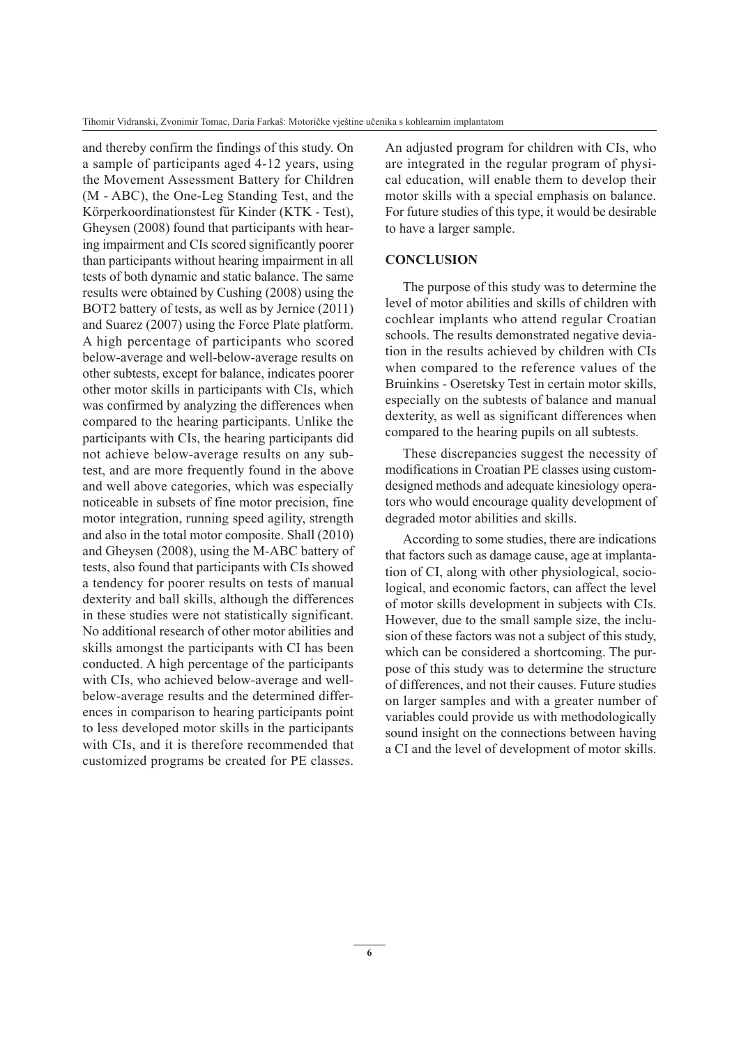and thereby confirm the findings of this study. On a sample of participants aged 4-12 years, using the Movement Assessment Battery for Children (M - ABC), the One-Leg Standing Test, and the Körperkoordinationstest für Kinder (KTK - Test), Gheysen (2008) found that participants with hearing impairment and CIs scored significantly poorer than participants without hearing impairment in all tests of both dynamic and static balance. The same results were obtained by Cushing (2008) using the BOT2 battery of tests, as well as by Jernice (2011) and Suarez (2007) using the Force Plate platform. A high percentage of participants who scored below-average and well-below-average results on other subtests, except for balance, indicates poorer other motor skills in participants with CIs, which was confirmed by analyzing the differences when compared to the hearing participants. Unlike the participants with CIs, the hearing participants did not achieve below-average results on any subtest, and are more frequently found in the above and well above categories, which was especially noticeable in subsets of fine motor precision, fine motor integration, running speed agility, strength and also in the total motor composite. Shall (2010) and Gheysen (2008), using the M-ABC battery of tests, also found that participants with CIs showed a tendency for poorer results on tests of manual dexterity and ball skills, although the differences in these studies were not statistically significant. No additional research of other motor abilities and skills amongst the participants with CI has been conducted. A high percentage of the participants with CIs, who achieved below-average and well-below-average results and the determined differences in comparison to hearing participants point to less developed motor skills in the participants with CIs, and it is therefore recommended that customized programs be created for PE classes. An adjusted program for children with CIs, who are integrated in the regular program of physical education, will enable them to develop their motor skills with a special emphasis on balance. For future studies of this type, it would be desirable to have a larger sample.

## CONCLUSION

The purpose of this study was to determine the level of motor abilities and skills of children with cochlear implants who attend regular Croatian schools. The results demonstrated negative deviation in the results achieved by children with CIs when compared to the reference values of the Bruinkins - Oseretsky Test in certain motor skills, especially on the subtests of balance and manual dexterity, as well as significant differences when compared to the hearing pupils on all subtests.

These discrepancies suggest the necessity of modifications in Croatian PE classes using custom-designed methods and adequate kinesiology operators who would encourage quality development of degraded motor abilities and skills.

According to some studies, there are indications that factors such as damage cause, age at implantation of CI, along with other physiological, sociological, and economic factors, can affect the level of motor skills development in subjects with CIs. However, due to the small sample size, the inclusion of these factors was not a subject of this study, which can be considered a shortcoming. The purpose of this study was to determine the structure of differences, and not their causes. Future studies on larger samples and with a greater number of variables could provide us with methodologically sound insight on the connections between having a CI and the level of development of motor skills.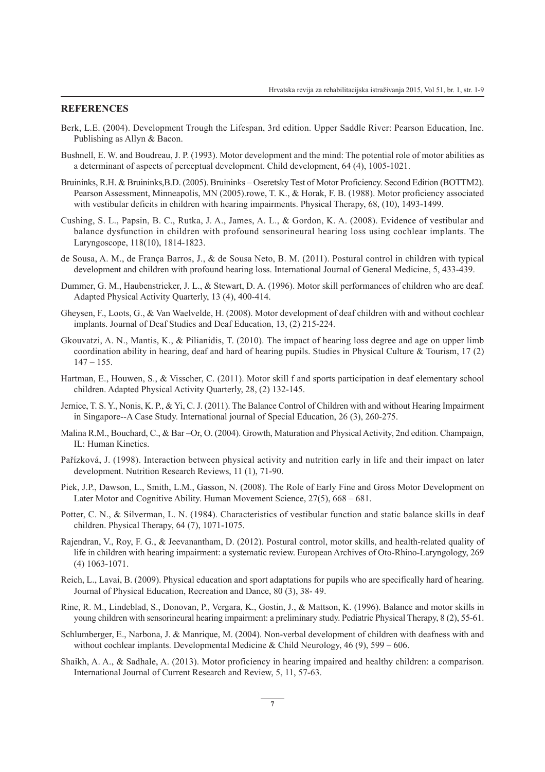## REFERENCES

Berk, L.E. (2004). Development Trough the Lifespan, 3rd edition. Upper Saddle River: Pearson Education, Inc. Publishing as Allyn & Bacon.

Bushnell, E. W. and Boudreau, J. P. (1993). Motor development and the mind: The potential role of motor abilities as a determinant of aspects of perceptual development. Child development, 64 (4), 1005-1021.

Bruininks, R.H. & Bruininks,B.D. (2005). Bruininks – Oseretsky Test of Motor Proficiency. Second Edition (BOTTM2). Pearson Assessment, Minneapolis, MN (2005).rowe, T. K., & Horak, F. B. (1988). Motor proficiency associated with vestibular deficits in children with hearing impairments. Physical Therapy, 68, (10), 1493-1499.

Cushing, S. L., Papsin, B. C., Rutka, J. A., James, A. L., & Gordon, K. A. (2008). Evidence of vestibular and balance dysfunction in children with profound sensorineural hearing loss using cochlear implants. The Laryngoscope, 118(10), 1814-1823.

de Sousa, A. M., de França Barros, J., & de Sousa Neto, B. M. (2011). Postural control in children with typical development and children with profound hearing loss. International Journal of General Medicine, 5, 433-439.

Dummer, G. M., Haubenstricker, J. L., & Stewart, D. A. (1996). Motor skill performances of children who are deaf. Adapted Physical Activity Quarterly, 13 (4), 400-414.

Gheysen, F., Loots, G., & Van Waelvelde, H. (2008). Motor development of deaf children with and without cochlear implants. Journal of Deaf Studies and Deaf Education, 13, (2) 215-224.

Gkouvatzi, A. N., Mantis, K., & Pilianidis, T. (2010). The impact of hearing loss degree and age on upper limb coordination ability in hearing, deaf and hard of hearing pupils. Studies in Physical Culture & Tourism, 17 (2) 147 – 155.

Hartman, E., Houwen, S., & Visscher, C. (2011). Motor skill f and sports participation in deaf elementary school children. Adapted Physical Activity Quarterly, 28, (2) 132-145.

Jernice, T. S. Y., Nonis, K. P., & Yi, C. J. (2011). The Balance Control of Children with and without Hearing Impairment in Singapore--A Case Study. International journal of Special Education, 26 (3), 260-275.

Malina R.M., Bouchard, C., & Bar –Or, O. (2004). Growth, Maturation and Physical Activity, 2nd edition. Champaign, IL: Human Kinetics.

Pařízková, J. (1998). Interaction between physical activity and nutrition early in life and their impact on later development. Nutrition Research Reviews, 11 (1), 71-90.

Piek, J.P., Dawson, L., Smith, L.M., Gasson, N. (2008). The Role of Early Fine and Gross Motor Development on Later Motor and Cognitive Ability. Human Movement Science, 27(5), 668 – 681.

Potter, C. N., & Silverman, L. N. (1984). Characteristics of vestibular function and static balance skills in deaf children. Physical Therapy, 64 (7), 1071-1075.

Rajendran, V., Roy, F. G., & Jeevanantham, D. (2012). Postural control, motor skills, and health-related quality of life in children with hearing impairment: a systematic review. European Archives of Oto-Rhino-Laryngology, 269 (4) 1063-1071.

Reich, L., Lavai, B. (2009). Physical education and sport adaptations for pupils who are specifically hard of hearing. Journal of Physical Education, Recreation and Dance, 80 (3), 38- 49.

Rine, R. M., Lindeblad, S., Donovan, P., Vergara, K., Gostin, J., & Mattson, K. (1996). Balance and motor skills in young children with sensorineural hearing impairment: a preliminary study. Pediatric Physical Therapy, 8 (2), 55-61.

Schlumberger, E., Narbona, J. & Manrique, M. (2004). Non-verbal development of children with deafness with and without cochlear implants. Developmental Medicine & Child Neurology, 46 (9), 599 – 606.

Shaikh, A. A., & Sadhale, A. (2013). Motor proficiency in hearing impaired and healthy children: a comparison. International Journal of Current Research and Review, 5, 11, 57-63.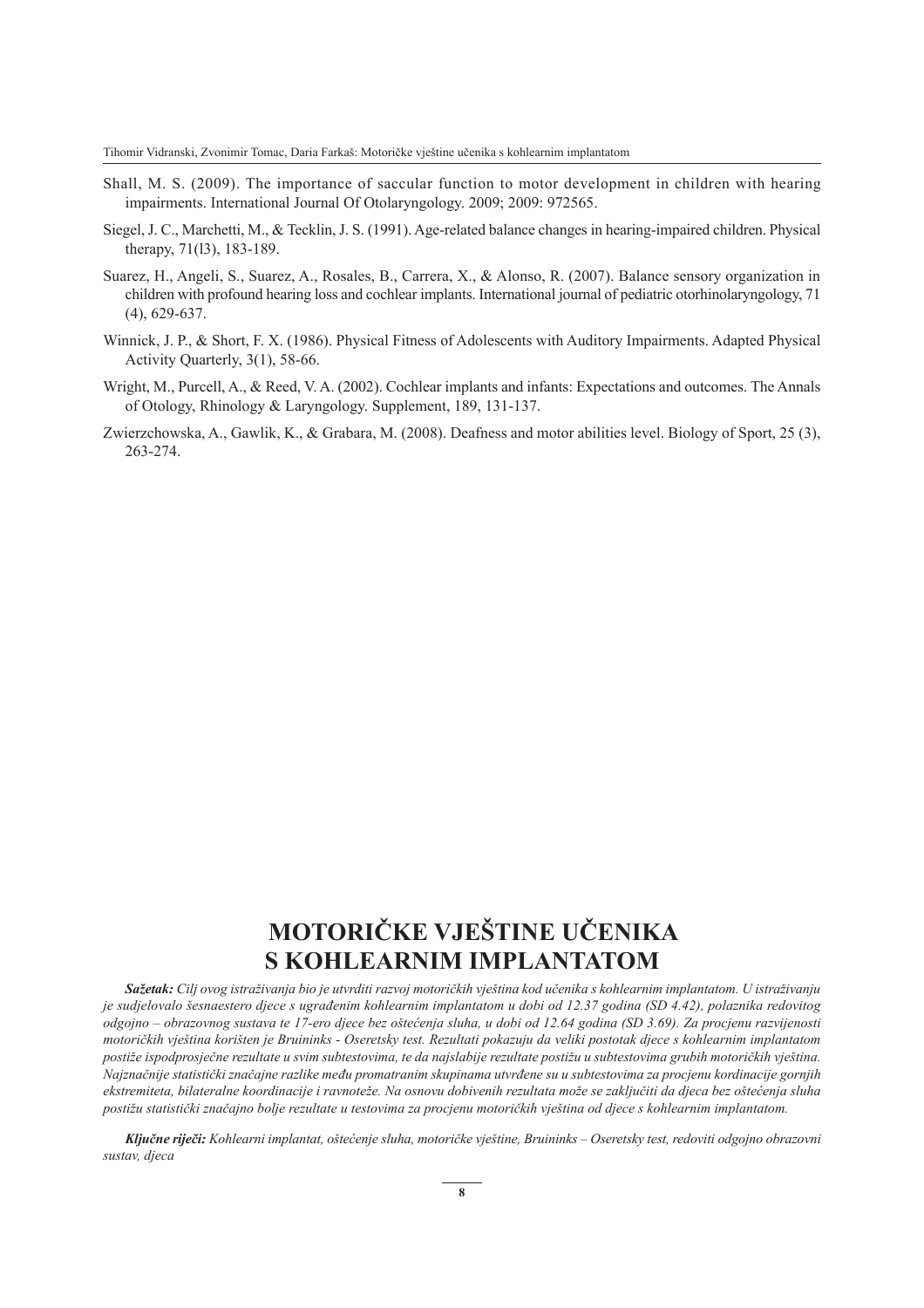Shall, M. S. (2009). The importance of saccular function to motor development in children with hearing impairments. International Journal Of Otolaryngology. 2009; 2009: 972565.

Siegel, J. C., Marchetti, M., & Tecklin, J. S. (1991). Age-related balance changes in hearing-impaired children. Physical therapy, 71(l3), 183-189.

Suarez, H., Angeli, S., Suarez, A., Rosales, B., Carrera, X., & Alonso, R. (2007). Balance sensory organization in children with profound hearing loss and cochlear implants. International journal of pediatric otorhinolaryngology, 71 (4), 629-637.

Winnick, J. P., & Short, F. X. (1986). Physical Fitness of Adolescents with Auditory Impairments. Adapted Physical Activity Quarterly, 3(1), 58-66.

Wright, M., Purcell, A., & Reed, V. A. (2002). Cochlear implants and infants: Expectations and outcomes. The Annals of Otology, Rhinology & Laryngology. Supplement, 189, 131-137.

Zwierzchowska, A., Gawlik, K., & Grabara, M. (2008). Deafness and motor abilities level. Biology of Sport, 25 (3), 263-274.

# MOTORIČKE VJEŠTINE UČENIKA S KOHLEARNIM IMPLANTATOM

***Sažetak:*** *Cilj ovog istraživanja bio je utvrditi razvoj motoričkih vještina kod učenika s kohlearnim implantatom. U istraživanju je sudjelovalo šesnaestero djece s ugrađenim kohlearnim implantatom u dobi od 12.37 godina (SD 4.42), polaznika redovitog odgojno – obrazovnog sustava te 17-ero djece bez oštećenja sluha, u dobi od 12.64 godina (SD 3.69). Za procjenu razvijenosti motoričkih vještina korišten je Bruininks - Oseretsky test. Rezultati pokazuju da veliki postotak djece s kohlearnim implantatom postiže ispodprosječne rezultate u svim subtestovima, te da najslabije rezultate postižu u subtestovima grubih motoričkih vještina. Najznačnije statistički značajne razlike među promatranim skupinama utvrđene su u subtestovima za procjenu kordinacije gornjih ekstremiteta, bilateralne koordinacije i ravnoteže. Na osnovu dobivenih rezultata može se zaključiti da djeca bez oštećenja sluha postižu statistički značajno bolje rezultate u testovima za procjenu motoričkih vještina od djece s kohlearnim implantatom.*

***Ključne riječi:*** *Kohlearni implantat, oštećenje sluha, motoričke vještine, Bruininks – Oseretsky test, redoviti odgojno obrazovni sustav, djeca*